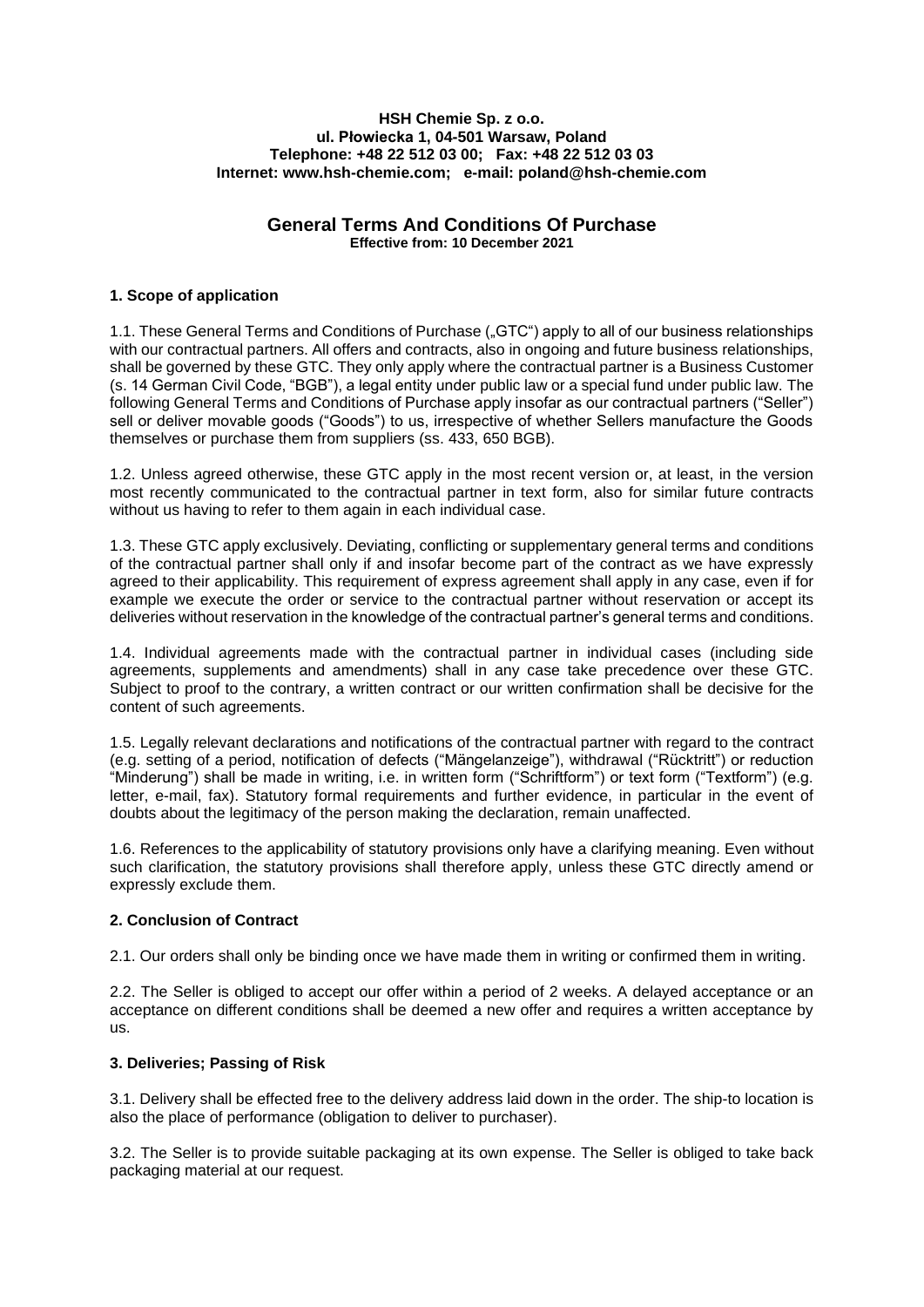**HSH Chemie Sp. z o.o.**
**ul. Płowiecka 1, 04-501 Warsaw, Poland**
**Telephone: +48 22 512 03 00; Fax: +48 22 512 03 03**
**Internet: www.hsh-chemie.com; e-mail: poland@hsh-chemie.com**

# General Terms And Conditions Of Purchase

**Effective from: 10 December 2021**

## 1. Scope of application

1.1. These General Terms and Conditions of Purchase („GTC") apply to all of our business relationships with our contractual partners. All offers and contracts, also in ongoing and future business relationships, shall be governed by these GTC. They only apply where the contractual partner is a Business Customer (s. 14 German Civil Code, "BGB"), a legal entity under public law or a special fund under public law. The following General Terms and Conditions of Purchase apply insofar as our contractual partners ("Seller") sell or deliver movable goods ("Goods") to us, irrespective of whether Sellers manufacture the Goods themselves or purchase them from suppliers (ss. 433, 650 BGB).

1.2. Unless agreed otherwise, these GTC apply in the most recent version or, at least, in the version most recently communicated to the contractual partner in text form, also for similar future contracts without us having to refer to them again in each individual case.

1.3. These GTC apply exclusively. Deviating, conflicting or supplementary general terms and conditions of the contractual partner shall only if and insofar become part of the contract as we have expressly agreed to their applicability. This requirement of express agreement shall apply in any case, even if for example we execute the order or service to the contractual partner without reservation or accept its deliveries without reservation in the knowledge of the contractual partner's general terms and conditions.

1.4. Individual agreements made with the contractual partner in individual cases (including side agreements, supplements and amendments) shall in any case take precedence over these GTC. Subject to proof to the contrary, a written contract or our written confirmation shall be decisive for the content of such agreements.

1.5. Legally relevant declarations and notifications of the contractual partner with regard to the contract (e.g. setting of a period, notification of defects ("Mängelanzeige"), withdrawal ("Rücktritt") or reduction "Minderung") shall be made in writing, i.e. in written form ("Schriftform") or text form ("Textform") (e.g. letter, e-mail, fax). Statutory formal requirements and further evidence, in particular in the event of doubts about the legitimacy of the person making the declaration, remain unaffected.

1.6. References to the applicability of statutory provisions only have a clarifying meaning. Even without such clarification, the statutory provisions shall therefore apply, unless these GTC directly amend or expressly exclude them.

## 2. Conclusion of Contract

2.1. Our orders shall only be binding once we have made them in writing or confirmed them in writing.

2.2. The Seller is obliged to accept our offer within a period of 2 weeks. A delayed acceptance or an acceptance on different conditions shall be deemed a new offer and requires a written acceptance by us.

## 3. Deliveries; Passing of Risk

3.1. Delivery shall be effected free to the delivery address laid down in the order. The ship-to location is also the place of performance (obligation to deliver to purchaser).

3.2. The Seller is to provide suitable packaging at its own expense. The Seller is obliged to take back packaging material at our request.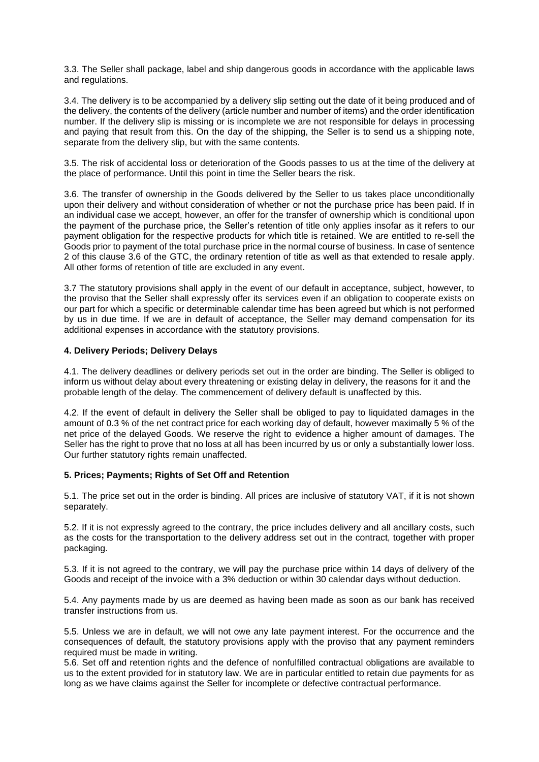3.3. The Seller shall package, label and ship dangerous goods in accordance with the applicable laws and regulations.

3.4. The delivery is to be accompanied by a delivery slip setting out the date of it being produced and of the delivery, the contents of the delivery (article number and number of items) and the order identification number. If the delivery slip is missing or is incomplete we are not responsible for delays in processing and paying that result from this. On the day of the shipping, the Seller is to send us a shipping note, separate from the delivery slip, but with the same contents.

3.5. The risk of accidental loss or deterioration of the Goods passes to us at the time of the delivery at the place of performance. Until this point in time the Seller bears the risk.

3.6. The transfer of ownership in the Goods delivered by the Seller to us takes place unconditionally upon their delivery and without consideration of whether or not the purchase price has been paid. If in an individual case we accept, however, an offer for the transfer of ownership which is conditional upon the payment of the purchase price, the Seller's retention of title only applies insofar as it refers to our payment obligation for the respective products for which title is retained. We are entitled to re-sell the Goods prior to payment of the total purchase price in the normal course of business. In case of sentence 2 of this clause 3.6 of the GTC, the ordinary retention of title as well as that extended to resale apply. All other forms of retention of title are excluded in any event.

3.7 The statutory provisions shall apply in the event of our default in acceptance, subject, however, to the proviso that the Seller shall expressly offer its services even if an obligation to cooperate exists on our part for which a specific or determinable calendar time has been agreed but which is not performed by us in due time. If we are in default of acceptance, the Seller may demand compensation for its additional expenses in accordance with the statutory provisions.

#### 4. Delivery Periods; Delivery Delays

4.1. The delivery deadlines or delivery periods set out in the order are binding. The Seller is obliged to inform us without delay about every threatening or existing delay in delivery, the reasons for it and the probable length of the delay. The commencement of delivery default is unaffected by this.

4.2. If the event of default in delivery the Seller shall be obliged to pay to liquidated damages in the amount of 0.3 % of the net contract price for each working day of default, however maximally 5 % of the net price of the delayed Goods. We reserve the right to evidence a higher amount of damages. The Seller has the right to prove that no loss at all has been incurred by us or only a substantially lower loss. Our further statutory rights remain unaffected.

#### 5. Prices; Payments; Rights of Set Off and Retention

5.1. The price set out in the order is binding. All prices are inclusive of statutory VAT, if it is not shown separately.

5.2. If it is not expressly agreed to the contrary, the price includes delivery and all ancillary costs, such as the costs for the transportation to the delivery address set out in the contract, together with proper packaging.

5.3. If it is not agreed to the contrary, we will pay the purchase price within 14 days of delivery of the Goods and receipt of the invoice with a 3% deduction or within 30 calendar days without deduction.

5.4. Any payments made by us are deemed as having been made as soon as our bank has received transfer instructions from us.

5.5. Unless we are in default, we will not owe any late payment interest. For the occurrence and the consequences of default, the statutory provisions apply with the proviso that any payment reminders required must be made in writing.

5.6. Set off and retention rights and the defence of nonfulfilled contractual obligations are available to us to the extent provided for in statutory law. We are in particular entitled to retain due payments for as long as we have claims against the Seller for incomplete or defective contractual performance.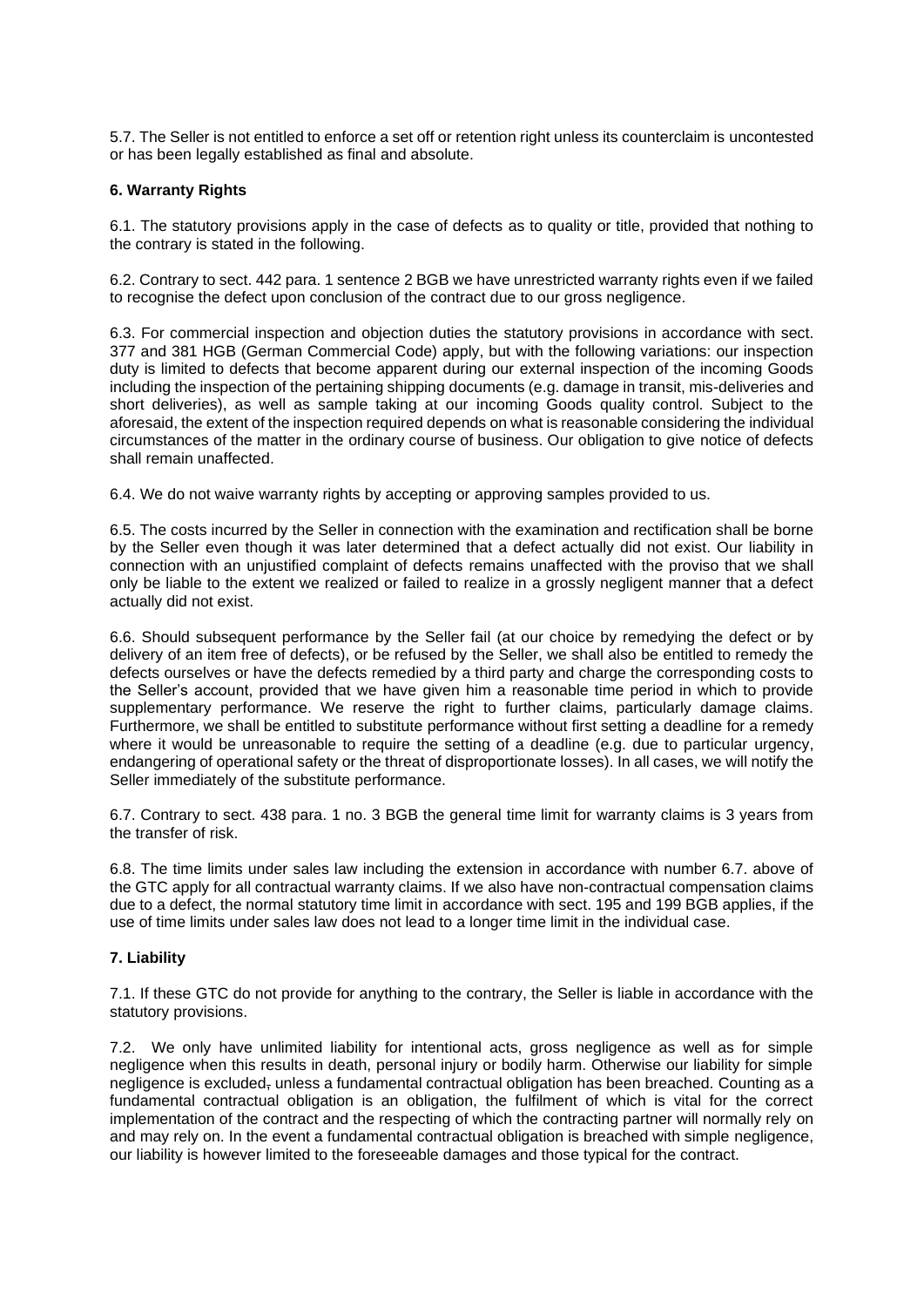5.7. The Seller is not entitled to enforce a set off or retention right unless its counterclaim is uncontested or has been legally established as final and absolute.

**6. Warranty Rights**

6.1. The statutory provisions apply in the case of defects as to quality or title, provided that nothing to the contrary is stated in the following.

6.2. Contrary to sect. 442 para. 1 sentence 2 BGB we have unrestricted warranty rights even if we failed to recognise the defect upon conclusion of the contract due to our gross negligence.

6.3. For commercial inspection and objection duties the statutory provisions in accordance with sect. 377 and 381 HGB (German Commercial Code) apply, but with the following variations: our inspection duty is limited to defects that become apparent during our external inspection of the incoming Goods including the inspection of the pertaining shipping documents (e.g. damage in transit, mis-deliveries and short deliveries), as well as sample taking at our incoming Goods quality control. Subject to the aforesaid, the extent of the inspection required depends on what is reasonable considering the individual circumstances of the matter in the ordinary course of business. Our obligation to give notice of defects shall remain unaffected.

6.4. We do not waive warranty rights by accepting or approving samples provided to us.

6.5. The costs incurred by the Seller in connection with the examination and rectification shall be borne by the Seller even though it was later determined that a defect actually did not exist. Our liability in connection with an unjustified complaint of defects remains unaffected with the proviso that we shall only be liable to the extent we realized or failed to realize in a grossly negligent manner that a defect actually did not exist.

6.6. Should subsequent performance by the Seller fail (at our choice by remedying the defect or by delivery of an item free of defects), or be refused by the Seller, we shall also be entitled to remedy the defects ourselves or have the defects remedied by a third party and charge the corresponding costs to the Seller's account, provided that we have given him a reasonable time period in which to provide supplementary performance. We reserve the right to further claims, particularly damage claims. Furthermore, we shall be entitled to substitute performance without first setting a deadline for a remedy where it would be unreasonable to require the setting of a deadline (e.g. due to particular urgency, endangering of operational safety or the threat of disproportionate losses). In all cases, we will notify the Seller immediately of the substitute performance.

6.7. Contrary to sect. 438 para. 1 no. 3 BGB the general time limit for warranty claims is 3 years from the transfer of risk.

6.8. The time limits under sales law including the extension in accordance with number 6.7. above of the GTC apply for all contractual warranty claims. If we also have non-contractual compensation claims due to a defect, the normal statutory time limit in accordance with sect. 195 and 199 BGB applies, if the use of time limits under sales law does not lead to a longer time limit in the individual case.

**7. Liability**

7.1. If these GTC do not provide for anything to the contrary, the Seller is liable in accordance with the statutory provisions.

7.2. We only have unlimited liability for intentional acts, gross negligence as well as for simple negligence when this results in death, personal injury or bodily harm. Otherwise our liability for simple negligence is excluded, unless a fundamental contractual obligation has been breached. Counting as a fundamental contractual obligation is an obligation, the fulfilment of which is vital for the correct implementation of the contract and the respecting of which the contracting partner will normally rely on and may rely on. In the event a fundamental contractual obligation is breached with simple negligence, our liability is however limited to the foreseeable damages and those typical for the contract.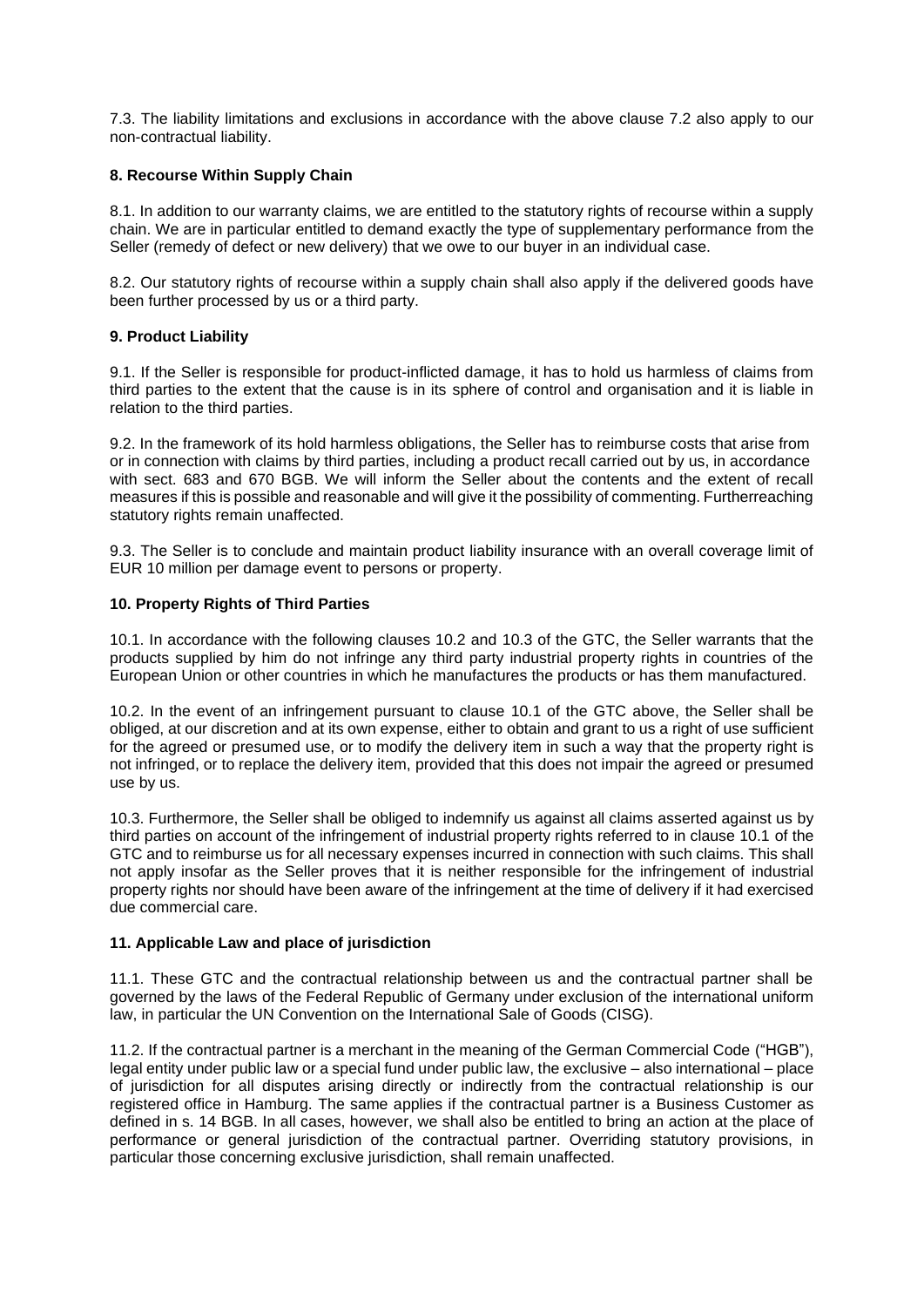7.3. The liability limitations and exclusions in accordance with the above clause 7.2 also apply to our non-contractual liability.

### 8. Recourse Within Supply Chain

8.1. In addition to our warranty claims, we are entitled to the statutory rights of recourse within a supply chain. We are in particular entitled to demand exactly the type of supplementary performance from the Seller (remedy of defect or new delivery) that we owe to our buyer in an individual case.

8.2. Our statutory rights of recourse within a supply chain shall also apply if the delivered goods have been further processed by us or a third party.

### 9. Product Liability

9.1. If the Seller is responsible for product-inflicted damage, it has to hold us harmless of claims from third parties to the extent that the cause is in its sphere of control and organisation and it is liable in relation to the third parties.

9.2. In the framework of its hold harmless obligations, the Seller has to reimburse costs that arise from or in connection with claims by third parties, including a product recall carried out by us, in accordance with sect. 683 and 670 BGB. We will inform the Seller about the contents and the extent of recall measures if this is possible and reasonable and will give it the possibility of commenting. Furtherreaching statutory rights remain unaffected.

9.3. The Seller is to conclude and maintain product liability insurance with an overall coverage limit of EUR 10 million per damage event to persons or property.

### 10. Property Rights of Third Parties

10.1. In accordance with the following clauses 10.2 and 10.3 of the GTC, the Seller warrants that the products supplied by him do not infringe any third party industrial property rights in countries of the European Union or other countries in which he manufactures the products or has them manufactured.

10.2. In the event of an infringement pursuant to clause 10.1 of the GTC above, the Seller shall be obliged, at our discretion and at its own expense, either to obtain and grant to us a right of use sufficient for the agreed or presumed use, or to modify the delivery item in such a way that the property right is not infringed, or to replace the delivery item, provided that this does not impair the agreed or presumed use by us.

10.3. Furthermore, the Seller shall be obliged to indemnify us against all claims asserted against us by third parties on account of the infringement of industrial property rights referred to in clause 10.1 of the GTC and to reimburse us for all necessary expenses incurred in connection with such claims. This shall not apply insofar as the Seller proves that it is neither responsible for the infringement of industrial property rights nor should have been aware of the infringement at the time of delivery if it had exercised due commercial care.

### 11. Applicable Law and place of jurisdiction

11.1. These GTC and the contractual relationship between us and the contractual partner shall be governed by the laws of the Federal Republic of Germany under exclusion of the international uniform law, in particular the UN Convention on the International Sale of Goods (CISG).

11.2. If the contractual partner is a merchant in the meaning of the German Commercial Code ("HGB"), legal entity under public law or a special fund under public law, the exclusive – also international – place of jurisdiction for all disputes arising directly or indirectly from the contractual relationship is our registered office in Hamburg. The same applies if the contractual partner is a Business Customer as defined in s. 14 BGB. In all cases, however, we shall also be entitled to bring an action at the place of performance or general jurisdiction of the contractual partner. Overriding statutory provisions, in particular those concerning exclusive jurisdiction, shall remain unaffected.